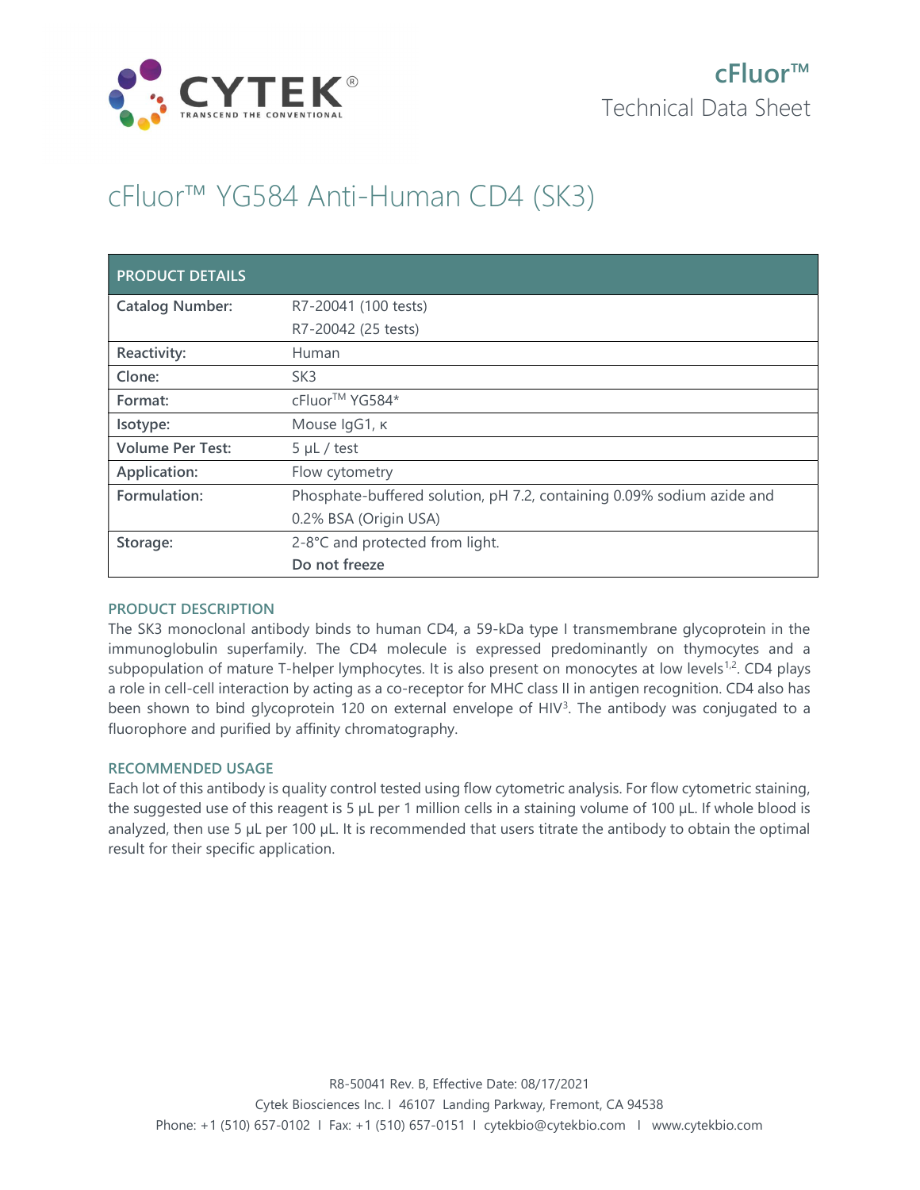cFluor™
Technical Data Sheet

# cFluor™ YG584 Anti-Human CD4 (SK3)

| PRODUCT DETAILS | |
|---|---|
| **Catalog Number:** | R7-20041 (100 tests)<br>R7-20042 (25 tests) |
| **Reactivity:** | Human |
| **Clone:** | SK3 |
| **Format:** | cFluor™ YG584* |
| **Isotype:** | Mouse IgG1, κ |
| **Volume Per Test:** | 5 µL / test |
| **Application:** | Flow cytometry |
| **Formulation:** | Phosphate-buffered solution, pH 7.2, containing 0.09% sodium azide and 0.2% BSA (Origin USA) |
| **Storage:** | 2-8°C and protected from light.<br>**Do not freeze** |

## PRODUCT DESCRIPTION

The SK3 monoclonal antibody binds to human CD4, a 59-kDa type I transmembrane glycoprotein in the immunoglobulin superfamily. The CD4 molecule is expressed predominantly on thymocytes and a subpopulation of mature T-helper lymphocytes. It is also present on monocytes at low levels[1,2]. CD4 plays a role in cell-cell interaction by acting as a co-receptor for MHC class II in antigen recognition. CD4 also has been shown to bind glycoprotein 120 on external envelope of HIV[3]. The antibody was conjugated to a fluorophore and purified by affinity chromatography.

## RECOMMENDED USAGE

Each lot of this antibody is quality control tested using flow cytometric analysis. For flow cytometric staining, the suggested use of this reagent is 5 µL per 1 million cells in a staining volume of 100 µL. If whole blood is analyzed, then use 5 µL per 100 µL. It is recommended that users titrate the antibody to obtain the optimal result for their specific application.

R8-50041 Rev. B, Effective Date: 08/17/2021
Cytek Biosciences Inc. I 46107 Landing Parkway, Fremont, CA 94538
Phone: +1 (510) 657-0102 I Fax: +1 (510) 657-0151 I cytekbio@cytekbio.com I www.cytekbio.com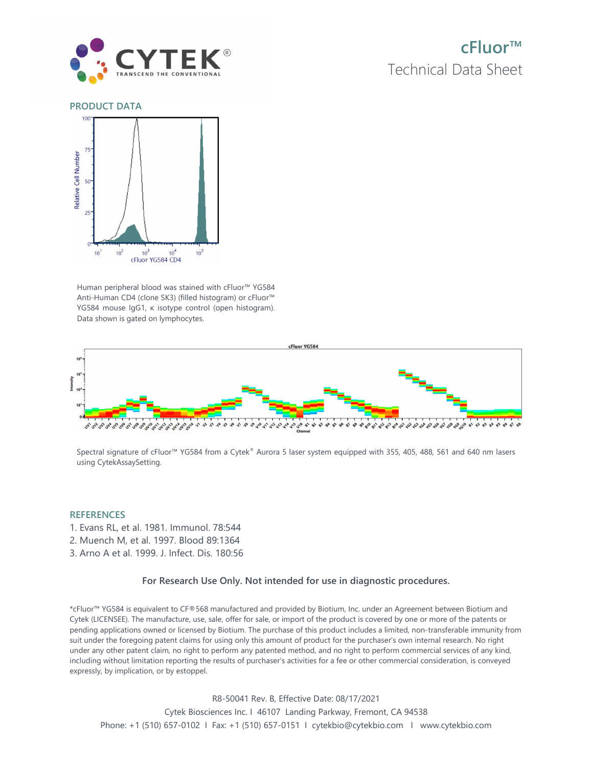## PRODUCT DATA

Relative Cell Number

100

75

50

25

0

$10^1$ $10^2$ $10^3$ $10^4$ $10^5$

cFluor YG584 CD4

Human peripheral blood was stained with cFluor™ YG584 Anti-Human CD4 (clone SK3) (filled histogram) or cFluor™ YG584 mouse IgG1, κ isotype control (open histogram). Data shown is gated on lymphocytes.

cFluor YG584

Intensity

Channel

UV1 UV2 UV3 UV4 UV5 UV6 UV7 UV8 UV9 UV10 UV11 UV12 UV13 UV14 UV15 UV16 V1 V2 V3 V4 V5 V6 V7 V8 V9 V10 V11 V12 V13 V14 V15 V16 B1 B2 B3 B4 B5 B6 B7 B8 B9 B10 B11 B12 B13 B14 YG1 YG2 YG3 YG4 YG5 YG6 YG7 YG8 YG9 YG10 R1 R2 R3 R4 R5 R6 R7 R8

Spectral signature of cFluor™ YG584 from a Cytek® Aurora 5 laser system equipped with 355, 405, 488, 561 and 640 nm lasers using CytekAssaySetting.

## REFERENCES

1. Evans RL, et al. 1981. Immunol. 78:544
2. Muench M, et al. 1997. Blood 89:1364
3. Arno A et al. 1999. J. Infect. Dis. 180:56

**For Research Use Only. Not intended for use in diagnostic procedures.**

*cFluor™ YG584 is equivalent to CF®568 manufactured and provided by Biotium, Inc. under an Agreement between Biotium and Cytek (LICENSEE). The manufacture, use, sale, offer for sale, or import of the product is covered by one or more of the patents or pending applications owned or licensed by Biotium. The purchase of this product includes a limited, non-transferable immunity from suit under the foregoing patent claims for using only this amount of product for the purchaser's own internal research. No right under any other patent claim, no right to perform any patented method, and no right to perform commercial services of any kind, including without limitation reporting the results of purchaser's activities for a fee or other commercial consideration, is conveyed expressly, by implication, or by estoppel.

R8-50041 Rev. B, Effective Date: 08/17/2021

Cytek Biosciences Inc. I 46107 Landing Parkway, Fremont, CA 94538

Phone: +1 (510) 657-0102 I Fax: +1 (510) 657-0151 I cytekbio@cytekbio.com I www.cytekbio.com